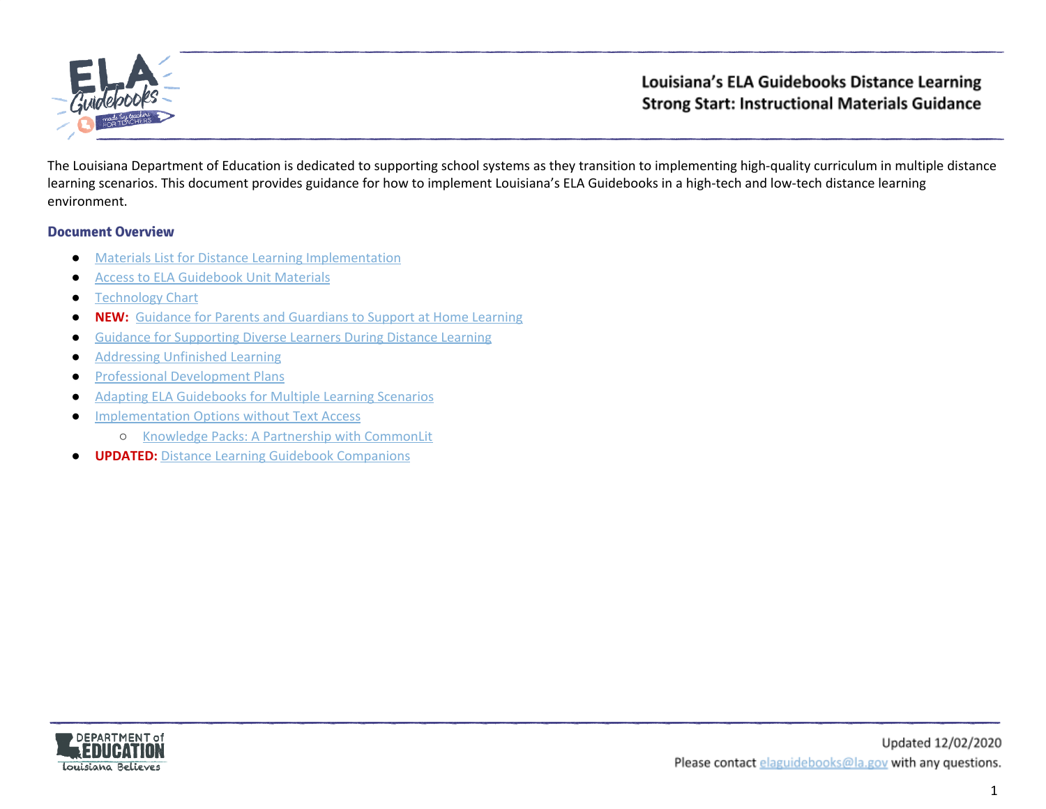# Louisiana's ELA Guidebooks Distance Learning Strong Start: Instructional Materials Guidance

The Louisiana Department of Education is dedicated to supporting school systems as they transition to implementing high-quality curriculum in multiple distance learning scenarios. This document provides guidance for how to implement Louisiana's ELA Guidebooks in a high-tech and low-tech distance learning environment.

## Document Overview

- Materials List for Distance Learning Implementation
- Access to ELA Guidebook Unit Materials
- Technology Chart
- **NEW:** Guidance for Parents and Guardians to Support at Home Learning
- Guidance for Supporting Diverse Learners During Distance Learning
- Addressing Unfinished Learning
- Professional Development Plans
- Adapting ELA Guidebooks for Multiple Learning Scenarios
- Implementation Options without Text Access
  - Knowledge Packs: A Partnership with CommonLit
- **UPDATED:** Distance Learning Guidebook Companions

Updated 12/02/2020

Please contact elaguidebooks@la.gov with any questions.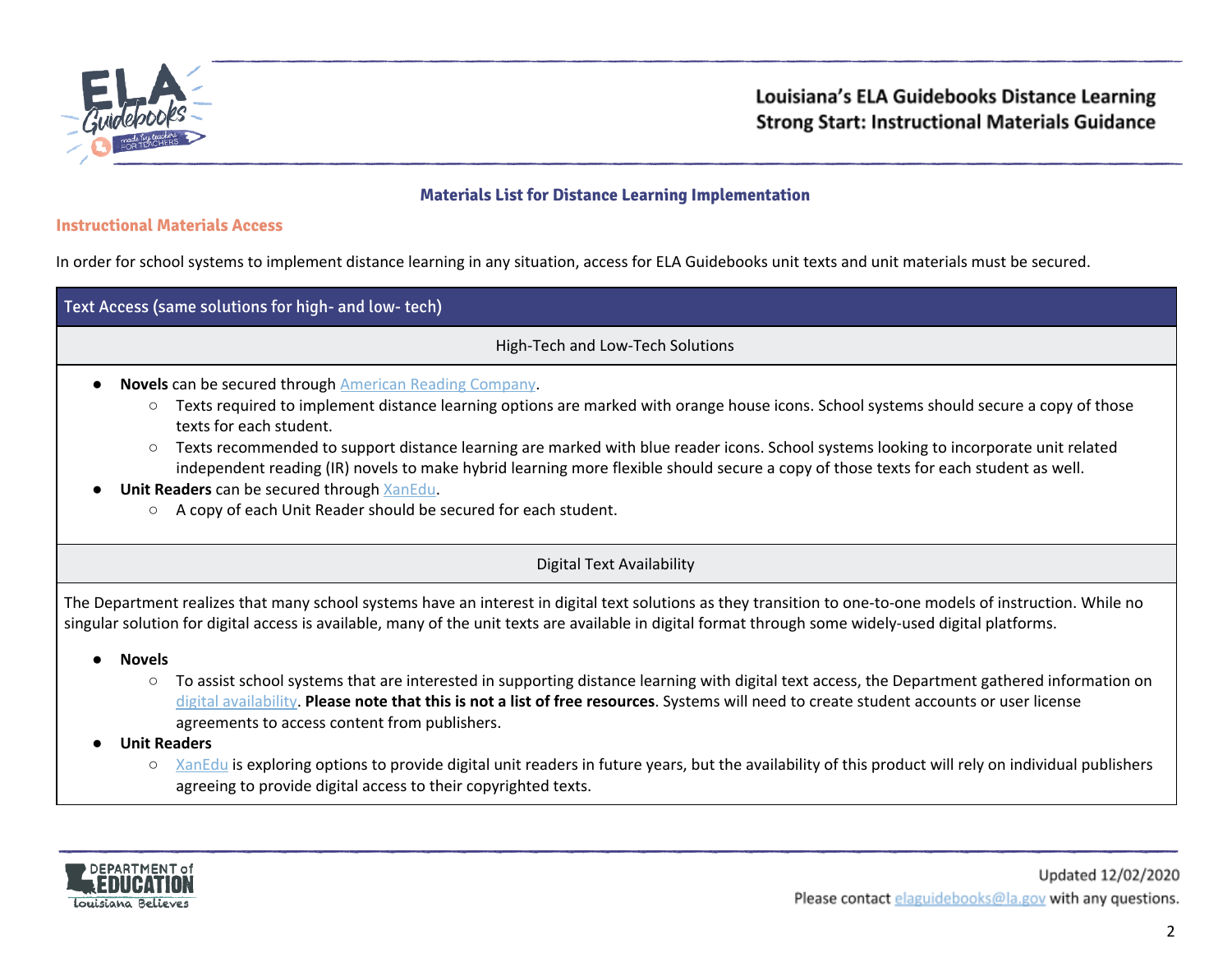## Materials List for Distance Learning Implementation

### Instructional Materials Access

In order for school systems to implement distance learning in any situation, access for ELA Guidebooks unit texts and unit materials must be secured.

**Text Access (same solutions for high- and low- tech)**

**High-Tech and Low-Tech Solutions**

- **Novels** can be secured through American Reading Company.
  - Texts required to implement distance learning options are marked with orange house icons. School systems should secure a copy of those texts for each student.
  - Texts recommended to support distance learning are marked with blue reader icons. School systems looking to incorporate unit related independent reading (IR) novels to make hybrid learning more flexible should secure a copy of those texts for each student as well.
- **Unit Readers** can be secured through XanEdu.
  - A copy of each Unit Reader should be secured for each student.

**Digital Text Availability**

The Department realizes that many school systems have an interest in digital text solutions as they transition to one-to-one models of instruction. While no singular solution for digital access is available, many of the unit texts are available in digital format through some widely-used digital platforms.

- **Novels**
  - To assist school systems that are interested in supporting distance learning with digital text access, the Department gathered information on digital availability. **Please note that this is not a list of free resources**. Systems will need to create student accounts or user license agreements to access content from publishers.
- **Unit Readers**
  - XanEdu is exploring options to provide digital unit readers in future years, but the availability of this product will rely on individual publishers agreeing to provide digital access to their copyrighted texts.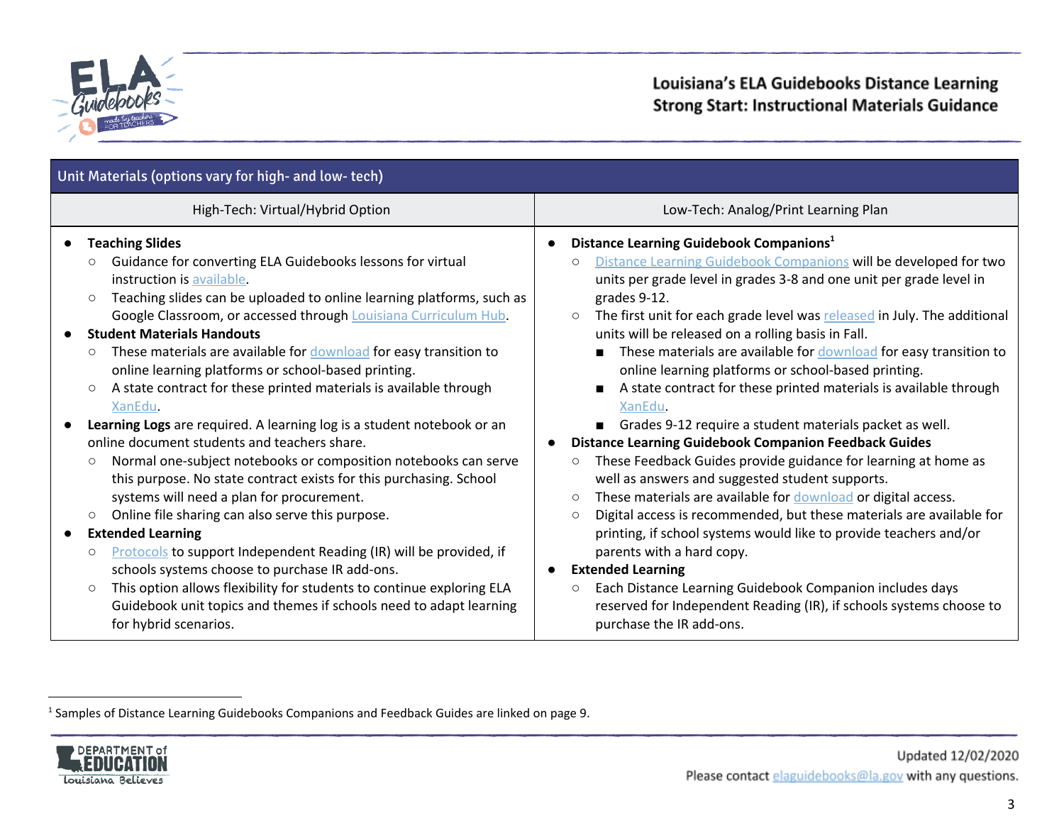| Unit Materials (options vary for high- and low- tech) | |
|---|---|
| High-Tech: Virtual/Hybrid Option | Low-Tech: Analog/Print Learning Plan |
| • **Teaching Slides**<br>  ○ Guidance for converting ELA Guidebooks lessons for virtual instruction is available.<br>  ○ Teaching slides can be uploaded to online learning platforms, such as Google Classroom, or accessed through Louisiana Curriculum Hub.<br>• **Student Materials Handouts**<br>  ○ These materials are available for download for easy transition to online learning platforms or school-based printing.<br>  ○ A state contract for these printed materials is available through XanEdu.<br>• **Learning Logs** are required. A learning log is a student notebook or an online document students and teachers share.<br>  ○ Normal one-subject notebooks or composition notebooks can serve this purpose. No state contract exists for this purchasing. School systems will need a plan for procurement.<br>  ○ Online file sharing can also serve this purpose.<br>• **Extended Learning**<br>  ○ Protocols to support Independent Reading (IR) will be provided, if schools systems choose to purchase IR add-ons.<br>  ○ This option allows flexibility for students to continue exploring ELA Guidebook unit topics and themes if schools need to adapt learning for hybrid scenarios. | • **Distance Learning Guidebook Companions**[1]<br>  ○ Distance Learning Guidebook Companions will be developed for two units per grade level in grades 3-8 and one unit per grade level in grades 9-12.<br>  ○ The first unit for each grade level was released in July. The additional units will be released on a rolling basis in Fall.<br>    ■ These materials are available for download for easy transition to online learning platforms or school-based printing.<br>    ■ A state contract for these printed materials is available through XanEdu.<br>    ■ Grades 9-12 require a student materials packet as well.<br>• **Distance Learning Guidebook Companion Feedback Guides**<br>  ○ These Feedback Guides provide guidance for learning at home as well as answers and suggested student supports.<br>  ○ These materials are available for download or digital access.<br>  ○ Digital access is recommended, but these materials are available for printing, if school systems would like to provide teachers and/or parents with a hard copy.<br>• **Extended Learning**<br>  ○ Each Distance Learning Guidebook Companion includes days reserved for Independent Reading (IR), if schools systems choose to purchase the IR add-ons. |

[1] Samples of Distance Learning Guidebooks Companions and Feedback Guides are linked on page 9.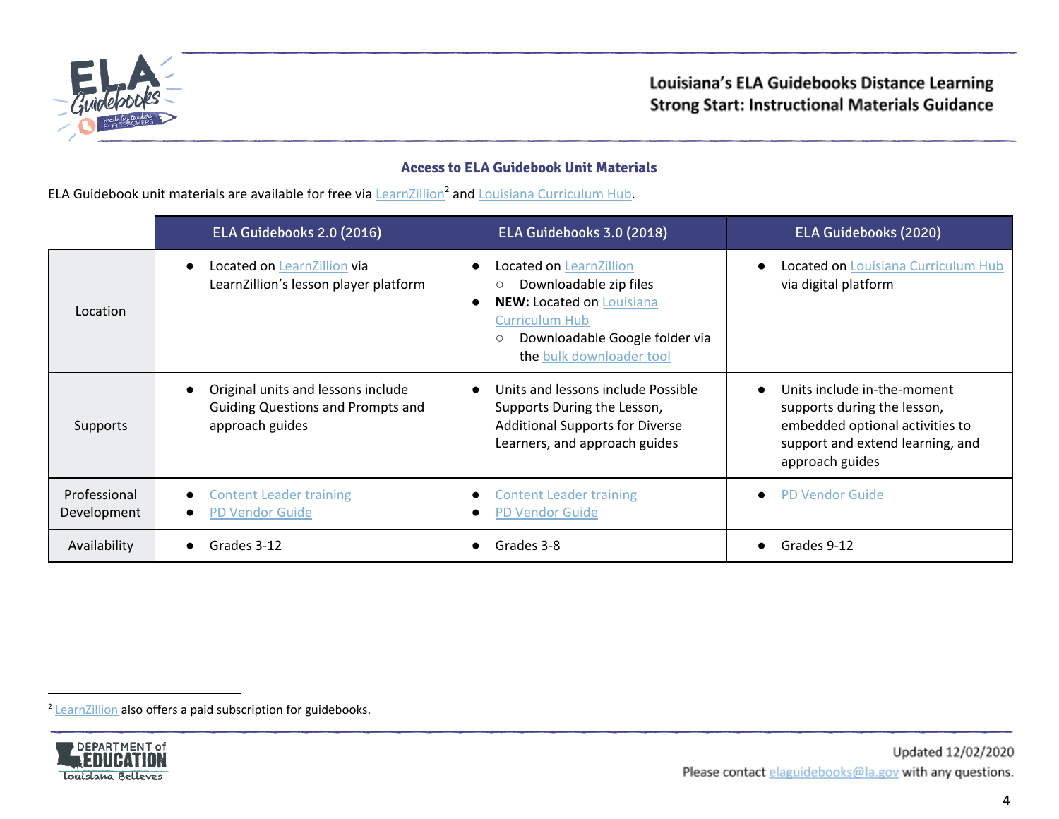## Access to ELA Guidebook Unit Materials

ELA Guidebook unit materials are available for free via LearnZillion[2] and Louisiana Curriculum Hub.

| | ELA Guidebooks 2.0 (2016) | ELA Guidebooks 3.0 (2018) | ELA Guidebooks (2020) |
|---|---|---|---|
| Location | • Located on LearnZillion via LearnZillion's lesson player platform | • Located on LearnZillion<br>○ Downloadable zip files<br>• **NEW:** Located on Louisiana Curriculum Hub<br>○ Downloadable Google folder via the bulk downloader tool | • Located on Louisiana Curriculum Hub via digital platform |
| Supports | • Original units and lessons include Guiding Questions and Prompts and approach guides | • Units and lessons include Possible Supports During the Lesson, Additional Supports for Diverse Learners, and approach guides | • Units include in-the-moment supports during the lesson, embedded optional activities to support and extend learning, and approach guides |
| Professional Development | • Content Leader training<br>• PD Vendor Guide | • Content Leader training<br>• PD Vendor Guide | • PD Vendor Guide |
| Availability | • Grades 3-12 | • Grades 3-8 | • Grades 9-12 |

[2] LearnZillion also offers a paid subscription for guidebooks.

Updated 12/02/2020

Please contact elaguidebooks@la.gov with any questions.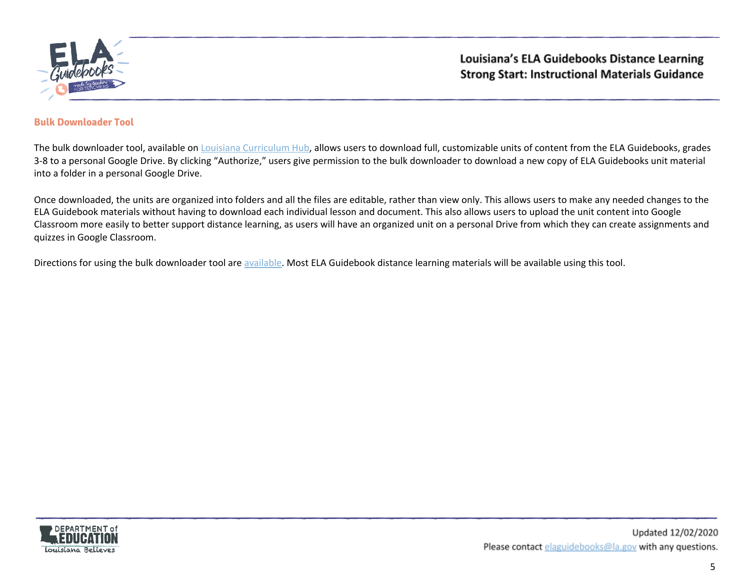## Bulk Downloader Tool

The bulk downloader tool, available on [Louisiana Curriculum Hub](), allows users to download full, customizable units of content from the ELA Guidebooks, grades 3-8 to a personal Google Drive. By clicking "Authorize," users give permission to the bulk downloader to download a new copy of ELA Guidebooks unit material into a folder in a personal Google Drive.

Once downloaded, the units are organized into folders and all the files are editable, rather than view only. This allows users to make any needed changes to the ELA Guidebook materials without having to download each individual lesson and document. This also allows users to upload the unit content into Google Classroom more easily to better support distance learning, as users will have an organized unit on a personal Drive from which they can create assignments and quizzes in Google Classroom.

Directions for using the bulk downloader tool are [available](). Most ELA Guidebook distance learning materials will be available using this tool.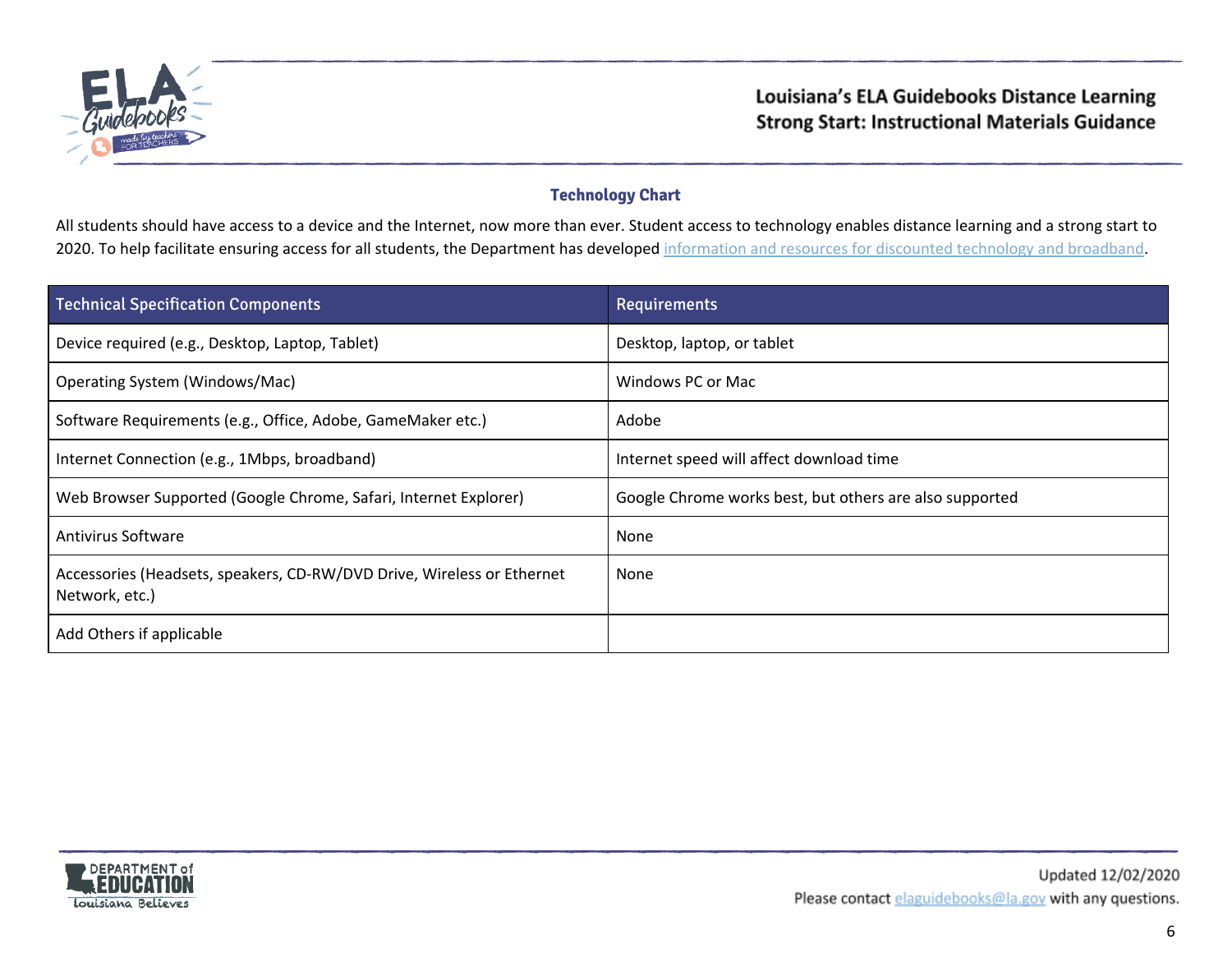## Technology Chart

All students should have access to a device and the Internet, now more than ever. Student access to technology enables distance learning and a strong start to 2020. To help facilitate ensuring access for all students, the Department has developed information and resources for discounted technology and broadband.

| Technical Specification Components | Requirements |
| --- | --- |
| Device required (e.g., Desktop, Laptop, Tablet) | Desktop, laptop, or tablet |
| Operating System (Windows/Mac) | Windows PC or Mac |
| Software Requirements (e.g., Office, Adobe, GameMaker etc.) | Adobe |
| Internet Connection (e.g., 1Mbps, broadband) | Internet speed will affect download time |
| Web Browser Supported (Google Chrome, Safari, Internet Explorer) | Google Chrome works best, but others are also supported |
| Antivirus Software | None |
| Accessories (Headsets, speakers, CD-RW/DVD Drive, Wireless or Ethernet Network, etc.) | None |
| Add Others if applicable | |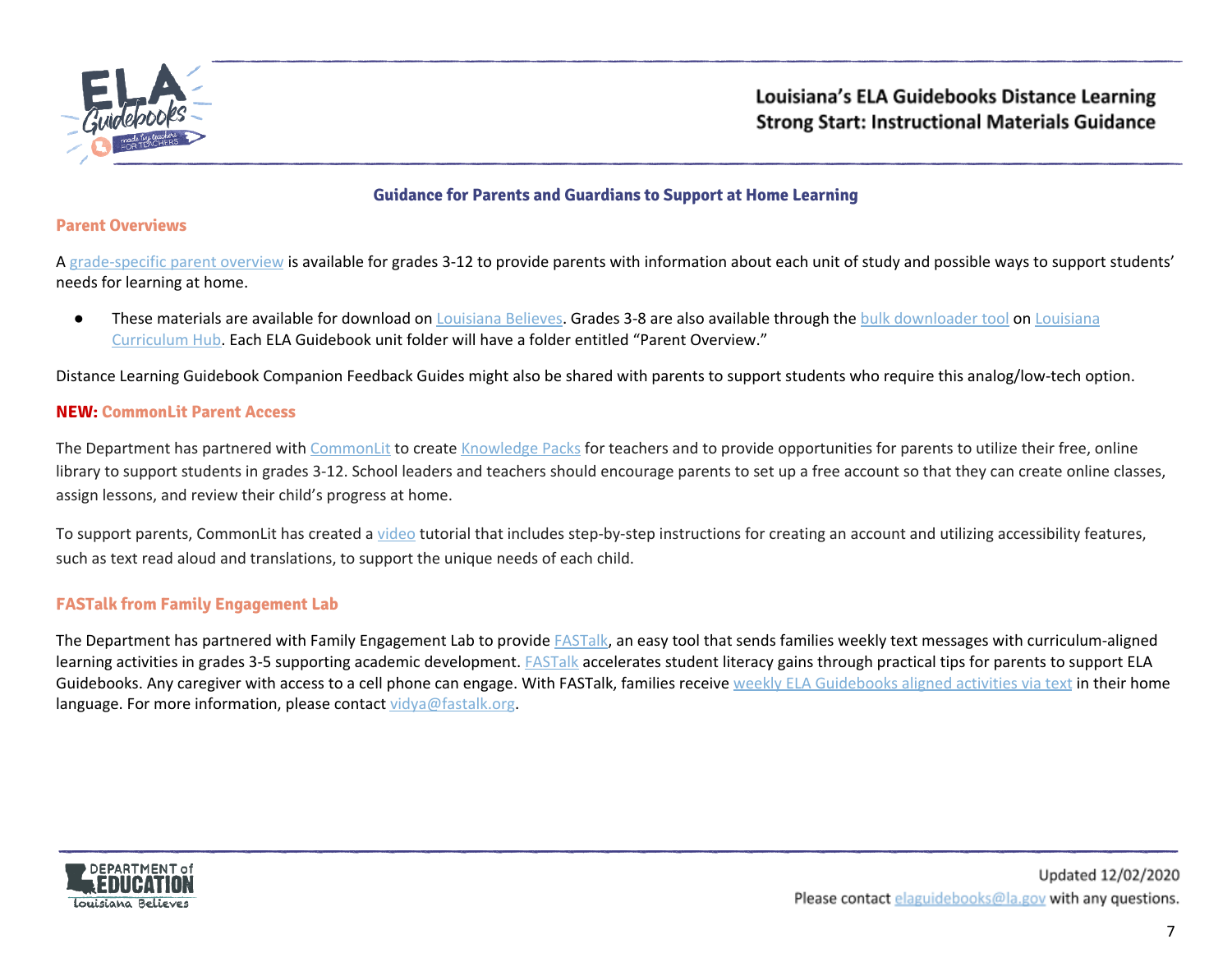## Guidance for Parents and Guardians to Support at Home Learning

### Parent Overviews

A grade-specific parent overview is available for grades 3-12 to provide parents with information about each unit of study and possible ways to support students' needs for learning at home.

- These materials are available for download on Louisiana Believes. Grades 3-8 are also available through the bulk downloader tool on Louisiana Curriculum Hub. Each ELA Guidebook unit folder will have a folder entitled "Parent Overview."

Distance Learning Guidebook Companion Feedback Guides might also be shared with parents to support students who require this analog/low-tech option.

### NEW: CommonLit Parent Access

The Department has partnered with CommonLit to create Knowledge Packs for teachers and to provide opportunities for parents to utilize their free, online library to support students in grades 3-12. School leaders and teachers should encourage parents to set up a free account so that they can create online classes, assign lessons, and review their child's progress at home.

To support parents, CommonLit has created a video tutorial that includes step-by-step instructions for creating an account and utilizing accessibility features, such as text read aloud and translations, to support the unique needs of each child.

### FASTalk from Family Engagement Lab

The Department has partnered with Family Engagement Lab to provide FASTalk, an easy tool that sends families weekly text messages with curriculum-aligned learning activities in grades 3-5 supporting academic development. FASTalk accelerates student literacy gains through practical tips for parents to support ELA Guidebooks. Any caregiver with access to a cell phone can engage. With FASTalk, families receive weekly ELA Guidebooks aligned activities via text in their home language. For more information, please contact vidya@fastalk.org.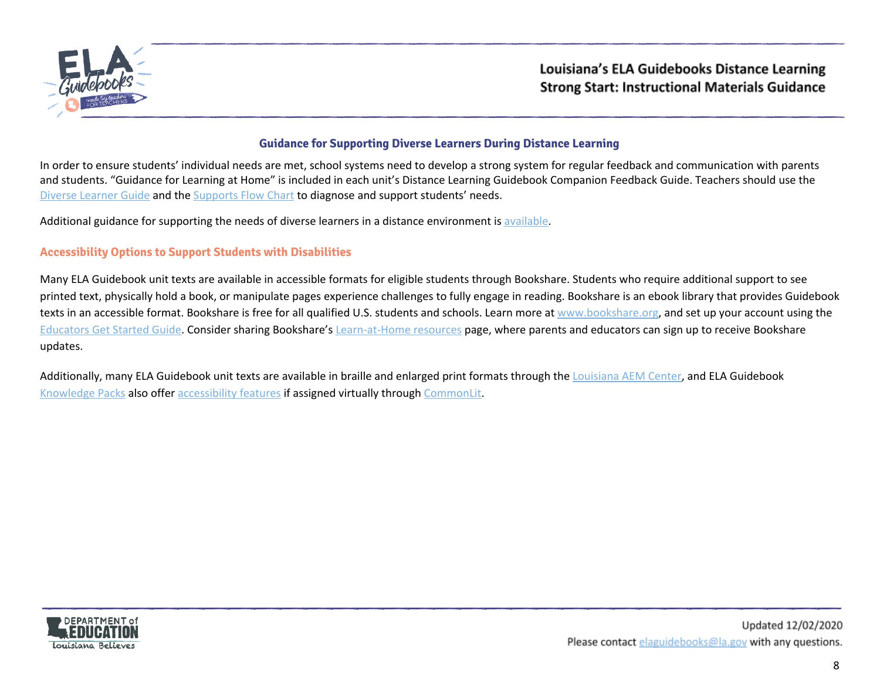## Guidance for Supporting Diverse Learners During Distance Learning

In order to ensure students' individual needs are met, school systems need to develop a strong system for regular feedback and communication with parents and students. "Guidance for Learning at Home" is included in each unit's Distance Learning Guidebook Companion Feedback Guide. Teachers should use the Diverse Learner Guide and the Supports Flow Chart to diagnose and support students' needs.

Additional guidance for supporting the needs of diverse learners in a distance environment is available.

### Accessibility Options to Support Students with Disabilities

Many ELA Guidebook unit texts are available in accessible formats for eligible students through Bookshare. Students who require additional support to see printed text, physically hold a book, or manipulate pages experience challenges to fully engage in reading. Bookshare is an ebook library that provides Guidebook texts in an accessible format. Bookshare is free for all qualified U.S. students and schools. Learn more at www.bookshare.org, and set up your account using the Educators Get Started Guide. Consider sharing Bookshare's Learn-at-Home resources page, where parents and educators can sign up to receive Bookshare updates.

Additionally, many ELA Guidebook unit texts are available in braille and enlarged print formats through the Louisiana AEM Center, and ELA Guidebook Knowledge Packs also offer accessibility features if assigned virtually through CommonLit.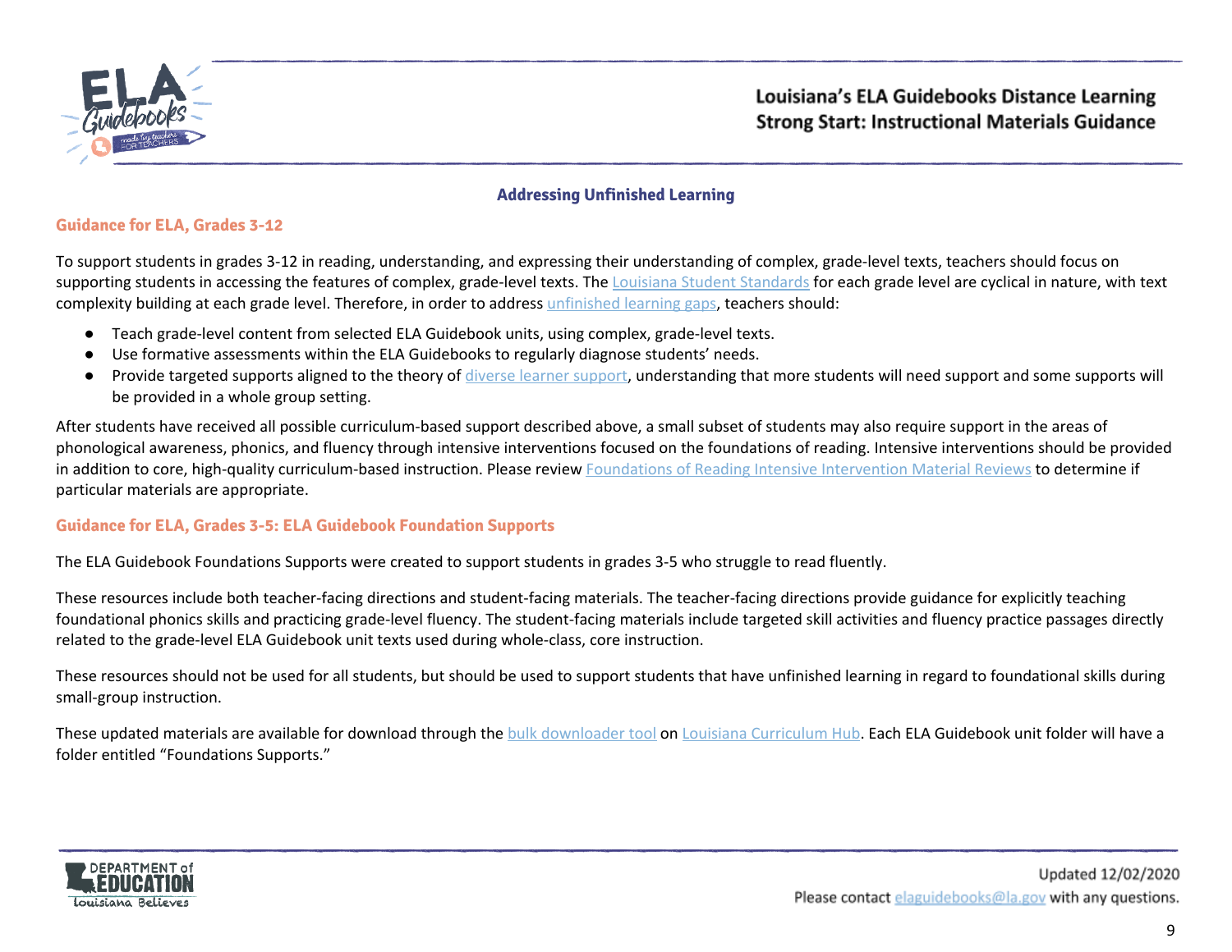## Addressing Unfinished Learning

### Guidance for ELA, Grades 3-12

To support students in grades 3-12 in reading, understanding, and expressing their understanding of complex, grade-level texts, teachers should focus on supporting students in accessing the features of complex, grade-level texts. The Louisiana Student Standards for each grade level are cyclical in nature, with text complexity building at each grade level. Therefore, in order to address unfinished learning gaps, teachers should:

- Teach grade-level content from selected ELA Guidebook units, using complex, grade-level texts.
- Use formative assessments within the ELA Guidebooks to regularly diagnose students' needs.
- Provide targeted supports aligned to the theory of diverse learner support, understanding that more students will need support and some supports will be provided in a whole group setting.

After students have received all possible curriculum-based support described above, a small subset of students may also require support in the areas of phonological awareness, phonics, and fluency through intensive interventions focused on the foundations of reading. Intensive interventions should be provided in addition to core, high-quality curriculum-based instruction. Please review Foundations of Reading Intensive Intervention Material Reviews to determine if particular materials are appropriate.

### Guidance for ELA, Grades 3-5: ELA Guidebook Foundation Supports

The ELA Guidebook Foundations Supports were created to support students in grades 3-5 who struggle to read fluently.

These resources include both teacher-facing directions and student-facing materials. The teacher-facing directions provide guidance for explicitly teaching foundational phonics skills and practicing grade-level fluency. The student-facing materials include targeted skill activities and fluency practice passages directly related to the grade-level ELA Guidebook unit texts used during whole-class, core instruction.

These resources should not be used for all students, but should be used to support students that have unfinished learning in regard to foundational skills during small-group instruction.

These updated materials are available for download through the bulk downloader tool on Louisiana Curriculum Hub. Each ELA Guidebook unit folder will have a folder entitled "Foundations Supports."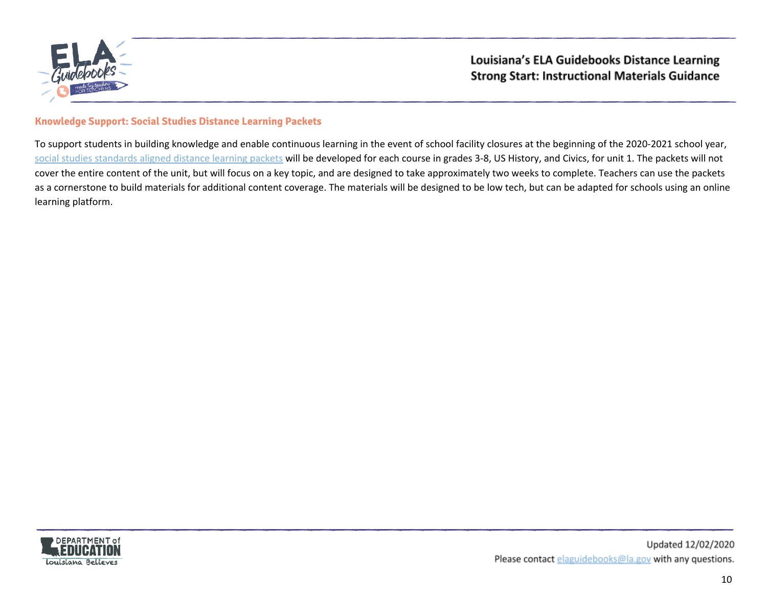### Knowledge Support: Social Studies Distance Learning Packets

To support students in building knowledge and enable continuous learning in the event of school facility closures at the beginning of the 2020-2021 school year, social studies standards aligned distance learning packets will be developed for each course in grades 3-8, US History, and Civics, for unit 1. The packets will not cover the entire content of the unit, but will focus on a key topic, and are designed to take approximately two weeks to complete. Teachers can use the packets as a cornerstone to build materials for additional content coverage. The materials will be designed to be low tech, but can be adapted for schools using an online learning platform.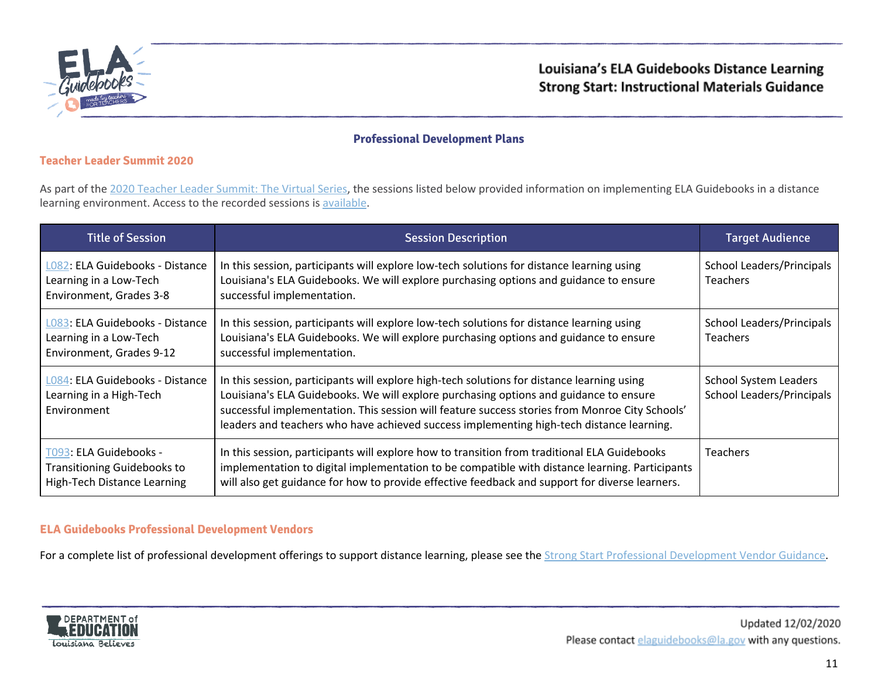## Professional Development Plans

### Teacher Leader Summit 2020

As part of the 2020 Teacher Leader Summit: The Virtual Series, the sessions listed below provided information on implementing ELA Guidebooks in a distance learning environment. Access to the recorded sessions is available.

| Title of Session | Session Description | Target Audience |
|---|---|---|
| L082: ELA Guidebooks - Distance Learning in a Low-Tech Environment, Grades 3-8 | In this session, participants will explore low-tech solutions for distance learning using Louisiana's ELA Guidebooks. We will explore purchasing options and guidance to ensure successful implementation. | School Leaders/Principals<br>Teachers |
| L083: ELA Guidebooks - Distance Learning in a Low-Tech Environment, Grades 9-12 | In this session, participants will explore low-tech solutions for distance learning using Louisiana's ELA Guidebooks. We will explore purchasing options and guidance to ensure successful implementation. | School Leaders/Principals<br>Teachers |
| L084: ELA Guidebooks - Distance Learning in a High-Tech Environment | In this session, participants will explore high-tech solutions for distance learning using Louisiana's ELA Guidebooks. We will explore purchasing options and guidance to ensure successful implementation. This session will feature success stories from Monroe City Schools' leaders and teachers who have achieved success implementing high-tech distance learning. | School System Leaders<br>School Leaders/Principals |
| T093: ELA Guidebooks - Transitioning Guidebooks to High-Tech Distance Learning | In this session, participants will explore how to transition from traditional ELA Guidebooks implementation to digital implementation to be compatible with distance learning. Participants will also get guidance for how to provide effective feedback and support for diverse learners. | Teachers |

### ELA Guidebooks Professional Development Vendors

For a complete list of professional development offerings to support distance learning, please see the Strong Start Professional Development Vendor Guidance.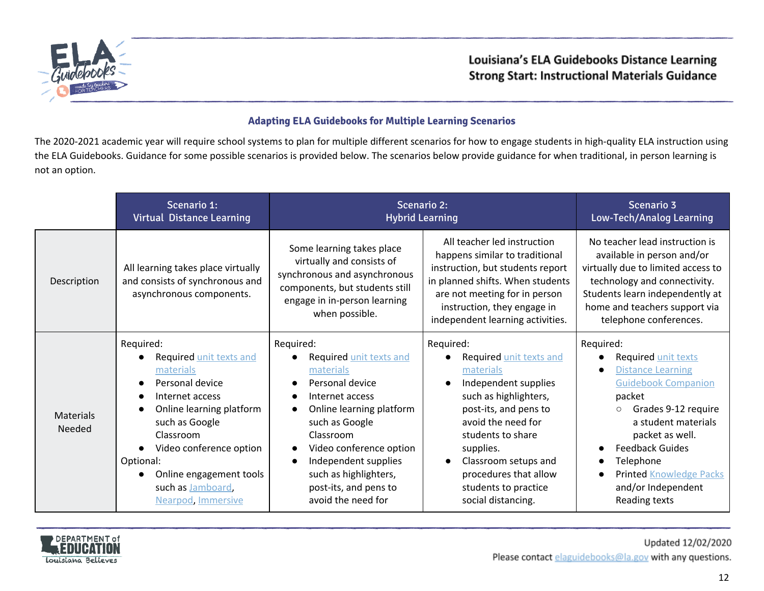## Adapting ELA Guidebooks for Multiple Learning Scenarios

The 2020-2021 academic year will require school systems to plan for multiple different scenarios for how to engage students in high-quality ELA instruction using the ELA Guidebooks. Guidance for some possible scenarios is provided below. The scenarios below provide guidance for when traditional, in person learning is not an option.

| | Scenario 1: Virtual Distance Learning | Scenario 2: Hybrid Learning | | Scenario 3 Low-Tech/Analog Learning |
|---|---|---|---|---|
| Description | All learning takes place virtually and consists of synchronous and asynchronous components. | Some learning takes place virtually and consists of synchronous and asynchronous components, but students still engage in in-person learning when possible. | All teacher led instruction happens similar to traditional instruction, but students report in planned shifts. When students are not meeting for in person instruction, they engage in independent learning activities. | No teacher lead instruction is available in person and/or virtually due to limited access to technology and connectivity. Students learn independently at home and teachers support via telephone conferences. |
| Materials Needed | Required:<br>● Required unit texts and materials<br>● Personal device<br>● Internet access<br>● Online learning platform such as Google Classroom<br>● Video conference option<br>Optional:<br>● Online engagement tools such as Jamboard, Nearpod, Immersive | Required:<br>● Required unit texts and materials<br>● Personal device<br>● Internet access<br>● Online learning platform such as Google Classroom<br>● Video conference option<br>● Independent supplies such as highlighters, post-its, and pens to avoid the need for | Required:<br>● Required unit texts and materials<br>● Independent supplies such as highlighters, post-its, and pens to avoid the need for students to share supplies.<br>● Classroom setups and procedures that allow students to practice social distancing. | Required:<br>● Required unit texts<br>● Distance Learning Guidebook Companion packet<br>○ Grades 9-12 require a student materials packet as well.<br>● Feedback Guides<br>● Telephone<br>● Printed Knowledge Packs and/or Independent Reading texts |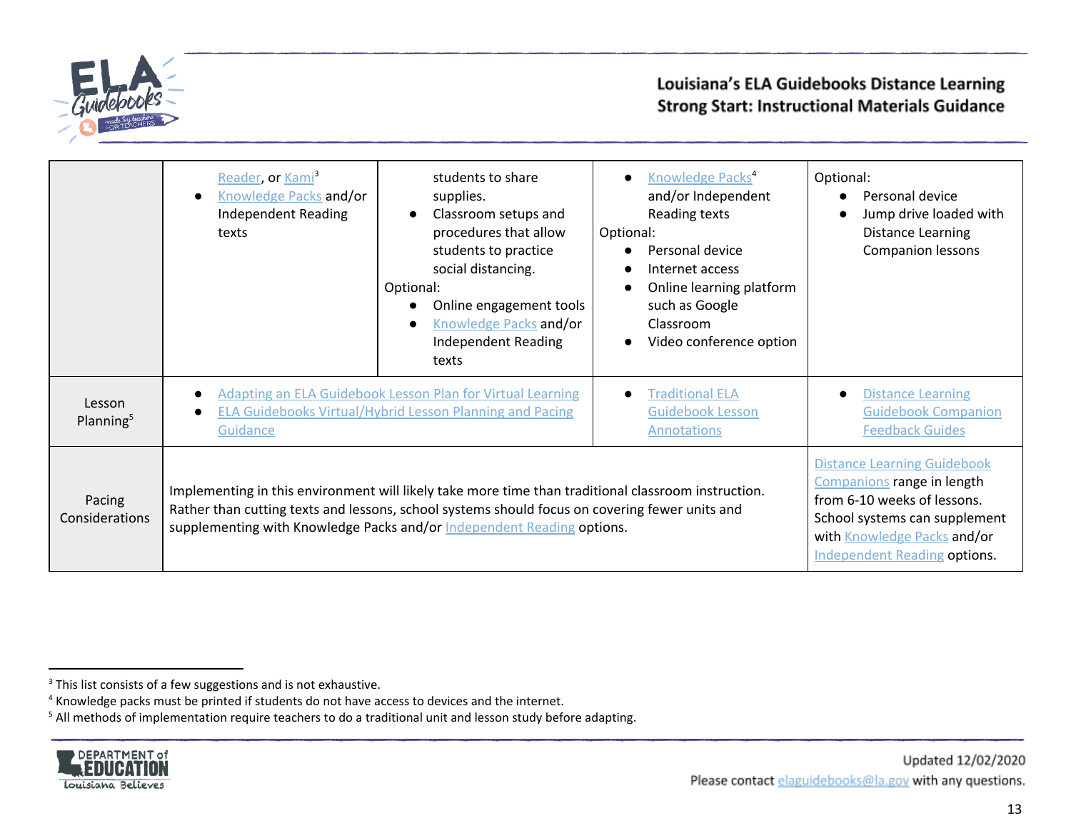| | | | | |
|---|---|---|---|---|
| | Reader, or Kami[3]<br>● Knowledge Packs and/or Independent Reading texts | students to share supplies.<br>● Classroom setups and procedures that allow students to practice social distancing.<br>Optional:<br>● Online engagement tools<br>● Knowledge Packs and/or Independent Reading texts | ● Knowledge Packs[4] and/or Independent Reading texts<br>Optional:<br>● Personal device<br>● Internet access<br>● Online learning platform such as Google Classroom<br>● Video conference option | Optional:<br>● Personal device<br>● Jump drive loaded with Distance Learning Companion lessons |
| Lesson Planning[5] | ● Adapting an ELA Guidebook Lesson Plan for Virtual Learning<br>● ELA Guidebooks Virtual/Hybrid Lesson Planning and Pacing Guidance | | ● Traditional ELA Guidebook Lesson Annotations | ● Distance Learning Guidebook Companion Feedback Guides |
| Pacing Considerations | Implementing in this environment will likely take more time than traditional classroom instruction. Rather than cutting texts and lessons, school systems should focus on covering fewer units and supplementing with Knowledge Packs and/or Independent Reading options. | | | Distance Learning Guidebook Companions range in length from 6-10 weeks of lessons. School systems can supplement with Knowledge Packs and/or Independent Reading options. |

[3] This list consists of a few suggestions and is not exhaustive.
[4] Knowledge packs must be printed if students do not have access to devices and the internet.
[5] All methods of implementation require teachers to do a traditional unit and lesson study before adapting.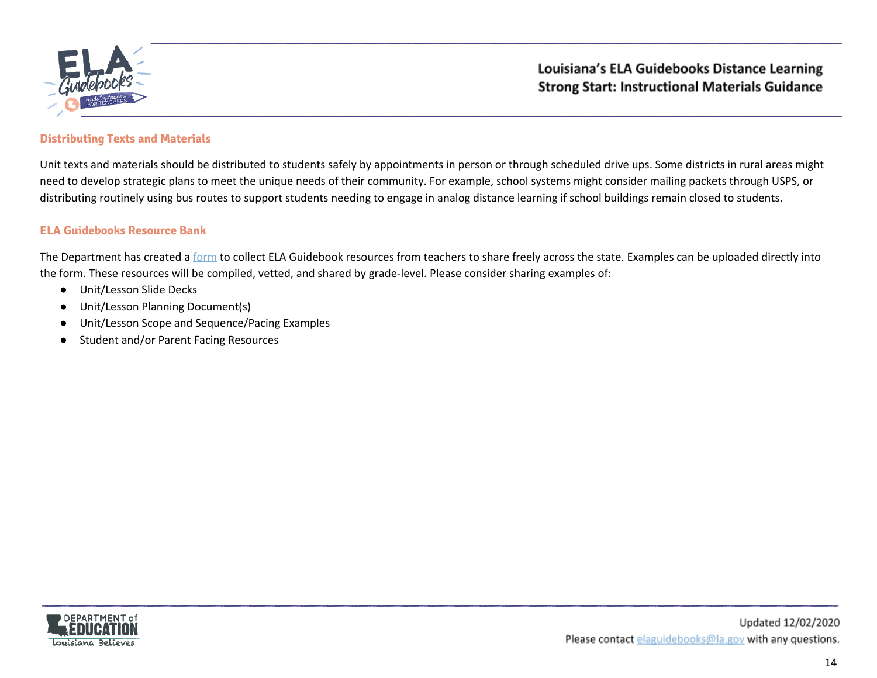## Distributing Texts and Materials

Unit texts and materials should be distributed to students safely by appointments in person or through scheduled drive ups. Some districts in rural areas might need to develop strategic plans to meet the unique needs of their community. For example, school systems might consider mailing packets through USPS, or distributing routinely using bus routes to support students needing to engage in analog distance learning if school buildings remain closed to students.

## ELA Guidebooks Resource Bank

The Department has created a form to collect ELA Guidebook resources from teachers to share freely across the state. Examples can be uploaded directly into the form. These resources will be compiled, vetted, and shared by grade-level. Please consider sharing examples of:

- Unit/Lesson Slide Decks
- Unit/Lesson Planning Document(s)
- Unit/Lesson Scope and Sequence/Pacing Examples
- Student and/or Parent Facing Resources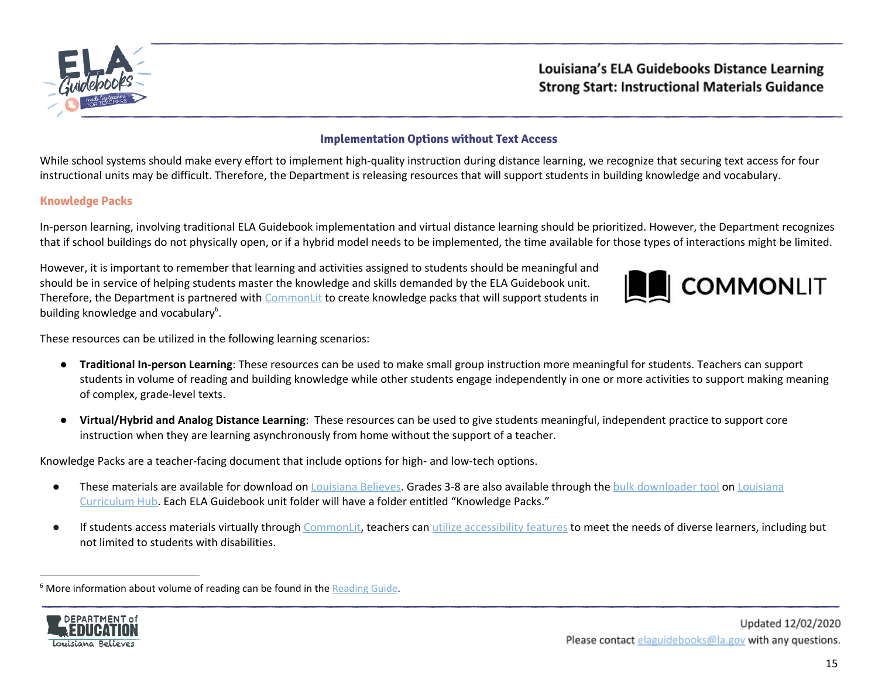## Implementation Options without Text Access

While school systems should make every effort to implement high-quality instruction during distance learning, we recognize that securing text access for four instructional units may be difficult. Therefore, the Department is releasing resources that will support students in building knowledge and vocabulary.

### Knowledge Packs

In-person learning, involving traditional ELA Guidebook implementation and virtual distance learning should be prioritized. However, the Department recognizes that if school buildings do not physically open, or if a hybrid model needs to be implemented, the time available for those types of interactions might be limited.

However, it is important to remember that learning and activities assigned to students should be meaningful and should be in service of helping students master the knowledge and skills demanded by the ELA Guidebook unit. Therefore, the Department is partnered with CommonLit to create knowledge packs that will support students in building knowledge and vocabulary[6].

These resources can be utilized in the following learning scenarios:

- **Traditional In-person Learning**: These resources can be used to make small group instruction more meaningful for students. Teachers can support students in volume of reading and building knowledge while other students engage independently in one or more activities to support making meaning of complex, grade-level texts.
- **Virtual/Hybrid and Analog Distance Learning**: These resources can be used to give students meaningful, independent practice to support core instruction when they are learning asynchronously from home without the support of a teacher.

Knowledge Packs are a teacher-facing document that include options for high- and low-tech options.

- These materials are available for download on Louisiana Believes. Grades 3-8 are also available through the bulk downloader tool on Louisiana Curriculum Hub. Each ELA Guidebook unit folder will have a folder entitled "Knowledge Packs."
- If students access materials virtually through CommonLit, teachers can utilize accessibility features to meet the needs of diverse learners, including but not limited to students with disabilities.

[6] More information about volume of reading can be found in the Reading Guide.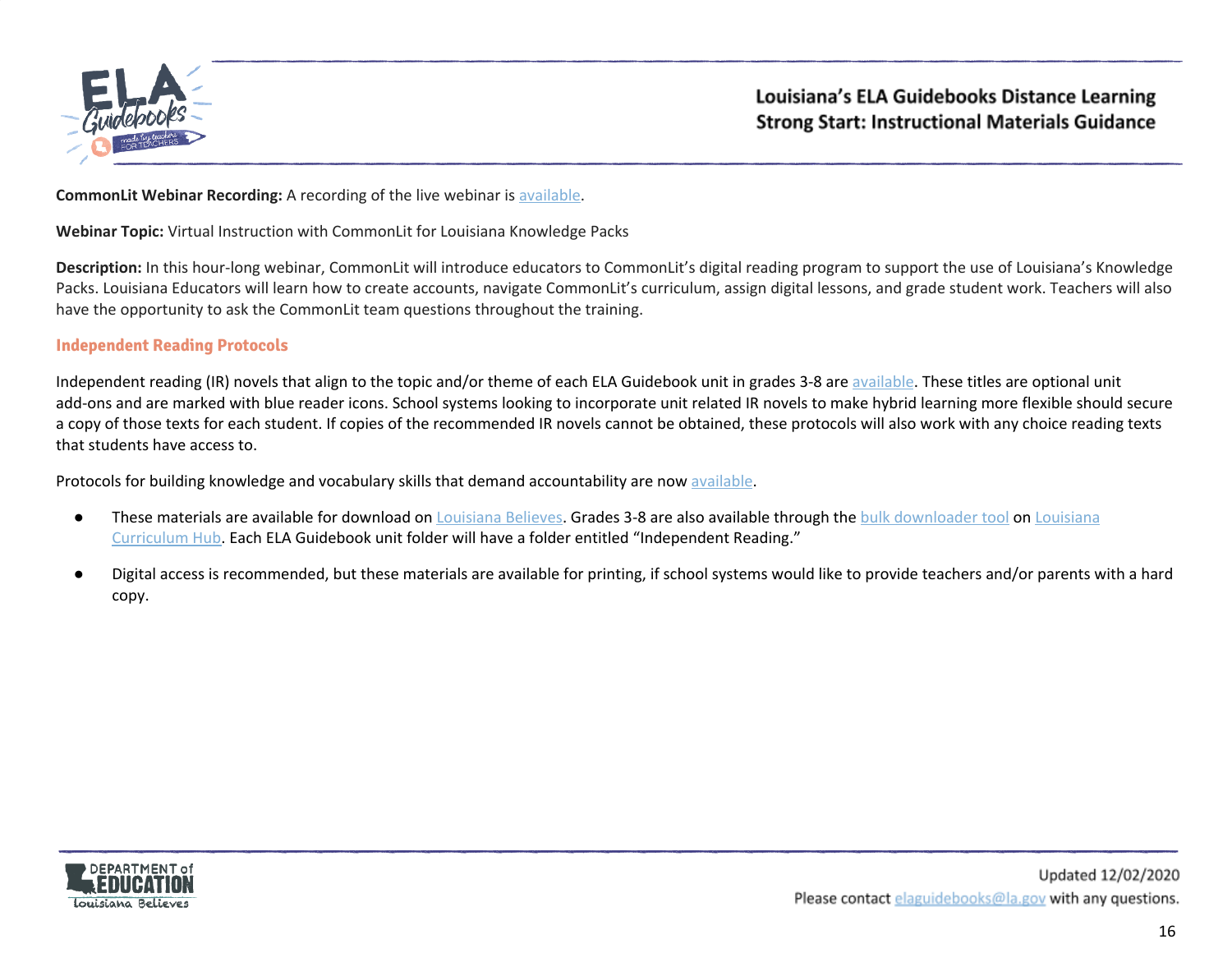**CommonLit Webinar Recording:** A recording of the live webinar is available.

**Webinar Topic:** Virtual Instruction with CommonLit for Louisiana Knowledge Packs

**Description:** In this hour-long webinar, CommonLit will introduce educators to CommonLit's digital reading program to support the use of Louisiana's Knowledge Packs. Louisiana Educators will learn how to create accounts, navigate CommonLit's curriculum, assign digital lessons, and grade student work. Teachers will also have the opportunity to ask the CommonLit team questions throughout the training.

### Independent Reading Protocols

Independent reading (IR) novels that align to the topic and/or theme of each ELA Guidebook unit in grades 3-8 are available. These titles are optional unit add-ons and are marked with blue reader icons. School systems looking to incorporate unit related IR novels to make hybrid learning more flexible should secure a copy of those texts for each student. If copies of the recommended IR novels cannot be obtained, these protocols will also work with any choice reading texts that students have access to.

Protocols for building knowledge and vocabulary skills that demand accountability are now available.

- These materials are available for download on Louisiana Believes. Grades 3-8 are also available through the bulk downloader tool on Louisiana Curriculum Hub. Each ELA Guidebook unit folder will have a folder entitled "Independent Reading."
- Digital access is recommended, but these materials are available for printing, if school systems would like to provide teachers and/or parents with a hard copy.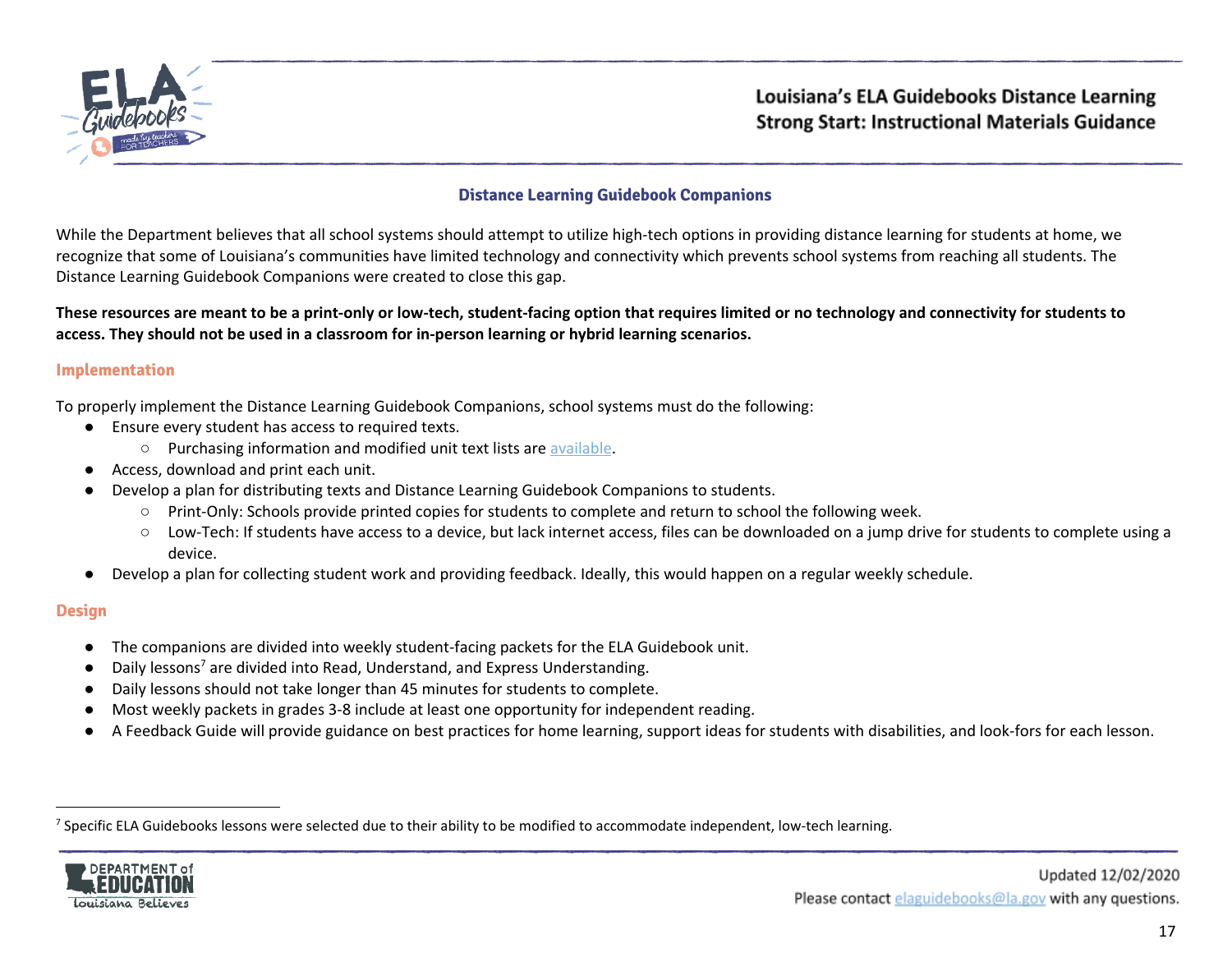## Distance Learning Guidebook Companions

While the Department believes that all school systems should attempt to utilize high-tech options in providing distance learning for students at home, we recognize that some of Louisiana's communities have limited technology and connectivity which prevents school systems from reaching all students. The Distance Learning Guidebook Companions were created to close this gap.

**These resources are meant to be a print-only or low-tech, student-facing option that requires limited or no technology and connectivity for students to access. They should not be used in a classroom for in-person learning or hybrid learning scenarios.**

### Implementation

To properly implement the Distance Learning Guidebook Companions, school systems must do the following:

- Ensure every student has access to required texts.
  - Purchasing information and modified unit text lists are available.
- Access, download and print each unit.
- Develop a plan for distributing texts and Distance Learning Guidebook Companions to students.
  - Print-Only: Schools provide printed copies for students to complete and return to school the following week.
  - Low-Tech: If students have access to a device, but lack internet access, files can be downloaded on a jump drive for students to complete using a device.
- Develop a plan for collecting student work and providing feedback. Ideally, this would happen on a regular weekly schedule.

### Design

- The companions are divided into weekly student-facing packets for the ELA Guidebook unit.
- Daily lessons[7] are divided into Read, Understand, and Express Understanding.
- Daily lessons should not take longer than 45 minutes for students to complete.
- Most weekly packets in grades 3-8 include at least one opportunity for independent reading.
- A Feedback Guide will provide guidance on best practices for home learning, support ideas for students with disabilities, and look-fors for each lesson.

[7] Specific ELA Guidebooks lessons were selected due to their ability to be modified to accommodate independent, low-tech learning.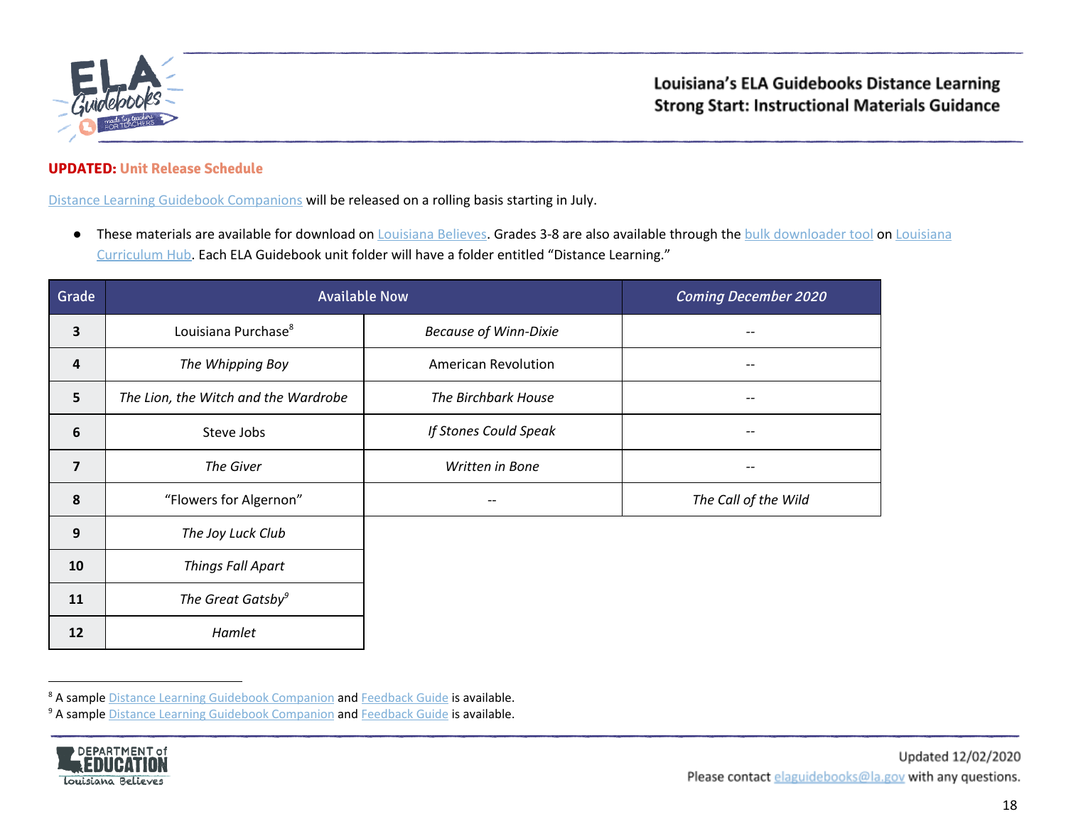**UPDATED:** **Unit Release Schedule**

Distance Learning Guidebook Companions will be released on a rolling basis starting in July.

- These materials are available for download on Louisiana Believes. Grades 3-8 are also available through the bulk downloader tool on Louisiana Curriculum Hub. Each ELA Guidebook unit folder will have a folder entitled "Distance Learning."

| Grade | Available Now | | *Coming December 2020* |
|---|---|---|---|
| **3** | Louisiana Purchase[8] | *Because of Winn-Dixie* | -- |
| **4** | *The Whipping Boy* | American Revolution | -- |
| **5** | *The Lion, the Witch and the Wardrobe* | *The Birchbark House* | -- |
| **6** | Steve Jobs | *If Stones Could Speak* | -- |
| **7** | *The Giver* | *Written in Bone* | -- |
| **8** | "Flowers for Algernon" | -- | *The Call of the Wild* |
| **9** | *The Joy Luck Club* | | |
| **10** | *Things Fall Apart* | | |
| **11** | *The Great Gatsby*[9] | | |
| **12** | *Hamlet* | | |

[8] A sample Distance Learning Guidebook Companion and Feedback Guide is available.
[9] A sample Distance Learning Guidebook Companion and Feedback Guide is available.